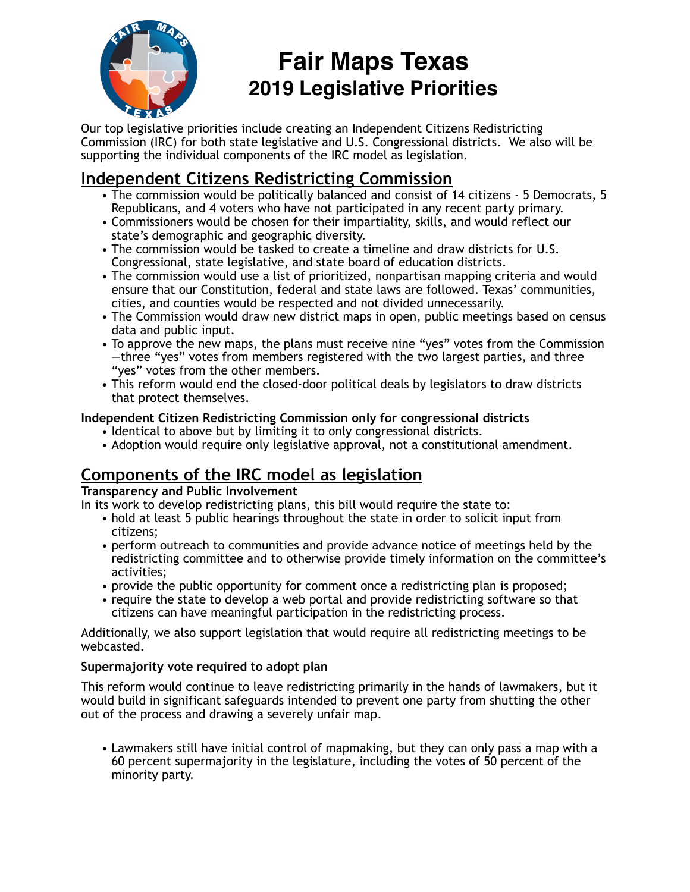# Fair Maps Texas

## 2019 Legislative Priorities

Our top legislative priorities include creating an Independent Citizens Redistricting Commission (IRC) for both state legislative and U.S. Congressional districts. We also will be supporting the individual components of the IRC model as legislation.

## Independent Citizens Redistricting Commission

- The commission would be politically balanced and consist of 14 citizens - 5 Democrats, 5 Republicans, and 4 voters who have not participated in any recent party primary.
- Commissioners would be chosen for their impartiality, skills, and would reflect our state's demographic and geographic diversity.
- The commission would be tasked to create a timeline and draw districts for U.S. Congressional, state legislative, and state board of education districts.
- The commission would use a list of prioritized, nonpartisan mapping criteria and would ensure that our Constitution, federal and state laws are followed. Texas' communities, cities, and counties would be respected and not divided unnecessarily.
- The Commission would draw new district maps in open, public meetings based on census data and public input.
- To approve the new maps, the plans must receive nine "yes" votes from the Commission—three "yes" votes from members registered with the two largest parties, and three "yes" votes from the other members.
- This reform would end the closed-door political deals by legislators to draw districts that protect themselves.

**Independent Citizen Redistricting Commission only for congressional districts**

- Identical to above but by limiting it to only congressional districts.
- Adoption would require only legislative approval, not a constitutional amendment.

## Components of the IRC model as legislation

**Transparency and Public Involvement**

In its work to develop redistricting plans, this bill would require the state to:

- hold at least 5 public hearings throughout the state in order to solicit input from citizens;
- perform outreach to communities and provide advance notice of meetings held by the redistricting committee and to otherwise provide timely information on the committee's activities;
- provide the public opportunity for comment once a redistricting plan is proposed;
- require the state to develop a web portal and provide redistricting software so that citizens can have meaningful participation in the redistricting process.

Additionally, we also support legislation that would require all redistricting meetings to be webcasted.

**Supermajority vote required to adopt plan**

This reform would continue to leave redistricting primarily in the hands of lawmakers, but it would build in significant safeguards intended to prevent one party from shutting the other out of the process and drawing a severely unfair map.

- Lawmakers still have initial control of mapmaking, but they can only pass a map with a 60 percent supermajority in the legislature, including the votes of 50 percent of the minority party.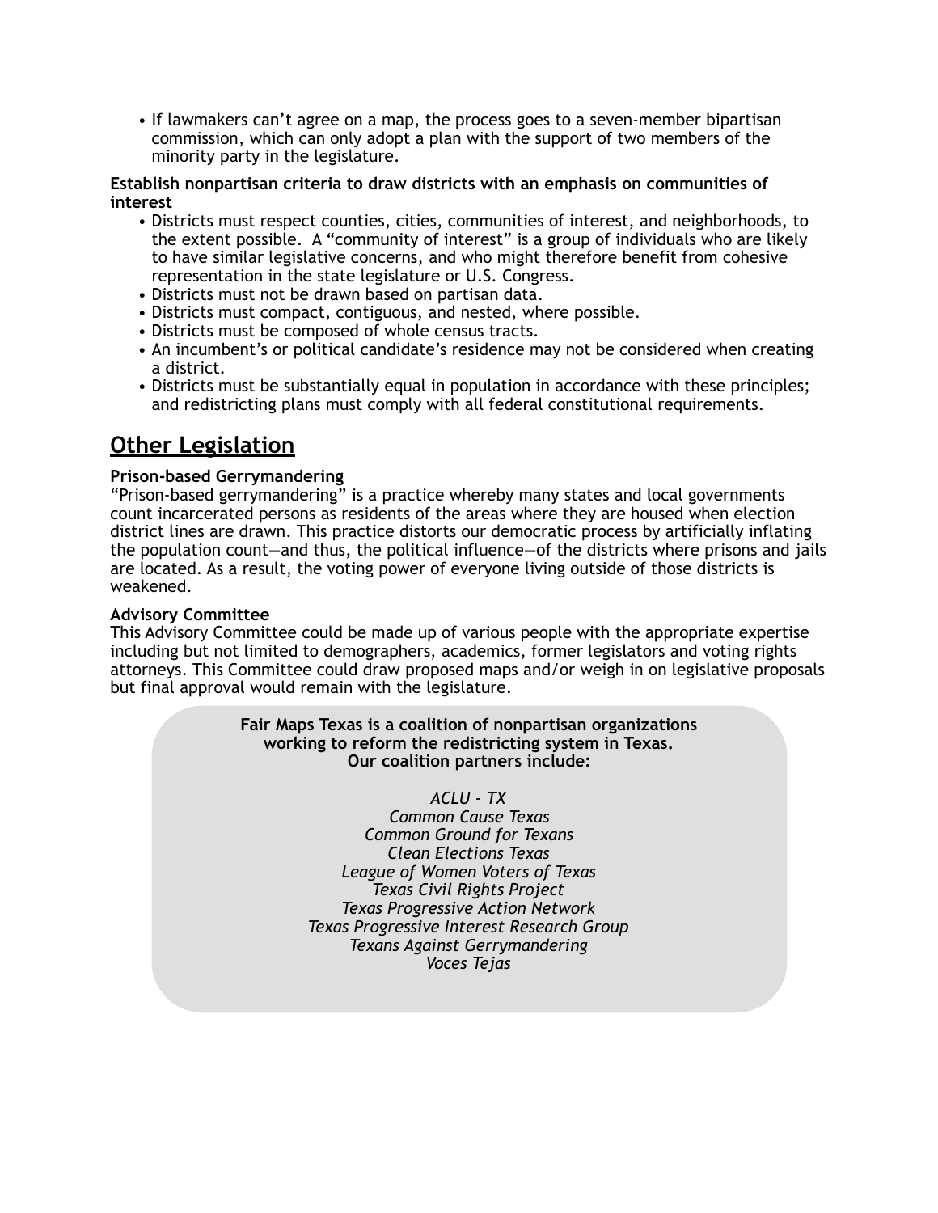- If lawmakers can't agree on a map, the process goes to a seven-member bipartisan commission, which can only adopt a plan with the support of two members of the minority party in the legislature.

**Establish nonpartisan criteria to draw districts with an emphasis on communities of interest**

- Districts must respect counties, cities, communities of interest, and neighborhoods, to the extent possible.  A "community of interest" is a group of individuals who are likely to have similar legislative concerns, and who might therefore benefit from cohesive representation in the state legislature or U.S. Congress.
- Districts must not be drawn based on partisan data.
- Districts must compact, contiguous, and nested, where possible.
- Districts must be composed of whole census tracts.
- An incumbent's or political candidate's residence may not be considered when creating a district.
- Districts must be substantially equal in population in accordance with these principles; and redistricting plans must comply with all federal constitutional requirements.

## Other Legislation

**Prison-based Gerrymandering**

"Prison-based gerrymandering" is a practice whereby many states and local governments count incarcerated persons as residents of the areas where they are housed when election district lines are drawn. This practice distorts our democratic process by artificially inflating the population count—and thus, the political influence—of the districts where prisons and jails are located. As a result, the voting power of everyone living outside of those districts is weakened.

**Advisory Committee**

This Advisory Committee could be made up of various people with the appropriate expertise including but not limited to demographers, academics, former legislators and voting rights attorneys. This Committee could draw proposed maps and/or weigh in on legislative proposals but final approval would remain with the legislature.

**Fair Maps Texas is a coalition of nonpartisan organizations working to reform the redistricting system in Texas.**
**Our coalition partners include:**

*ACLU - TX*
*Common Cause Texas*
*Common Ground for Texans*
*Clean Elections Texas*
*League of Women Voters of Texas*
*Texas Civil Rights Project*
*Texas Progressive Action Network*
*Texas Progressive Interest Research Group*
*Texans Against Gerrymandering*
*Voces Tejas*